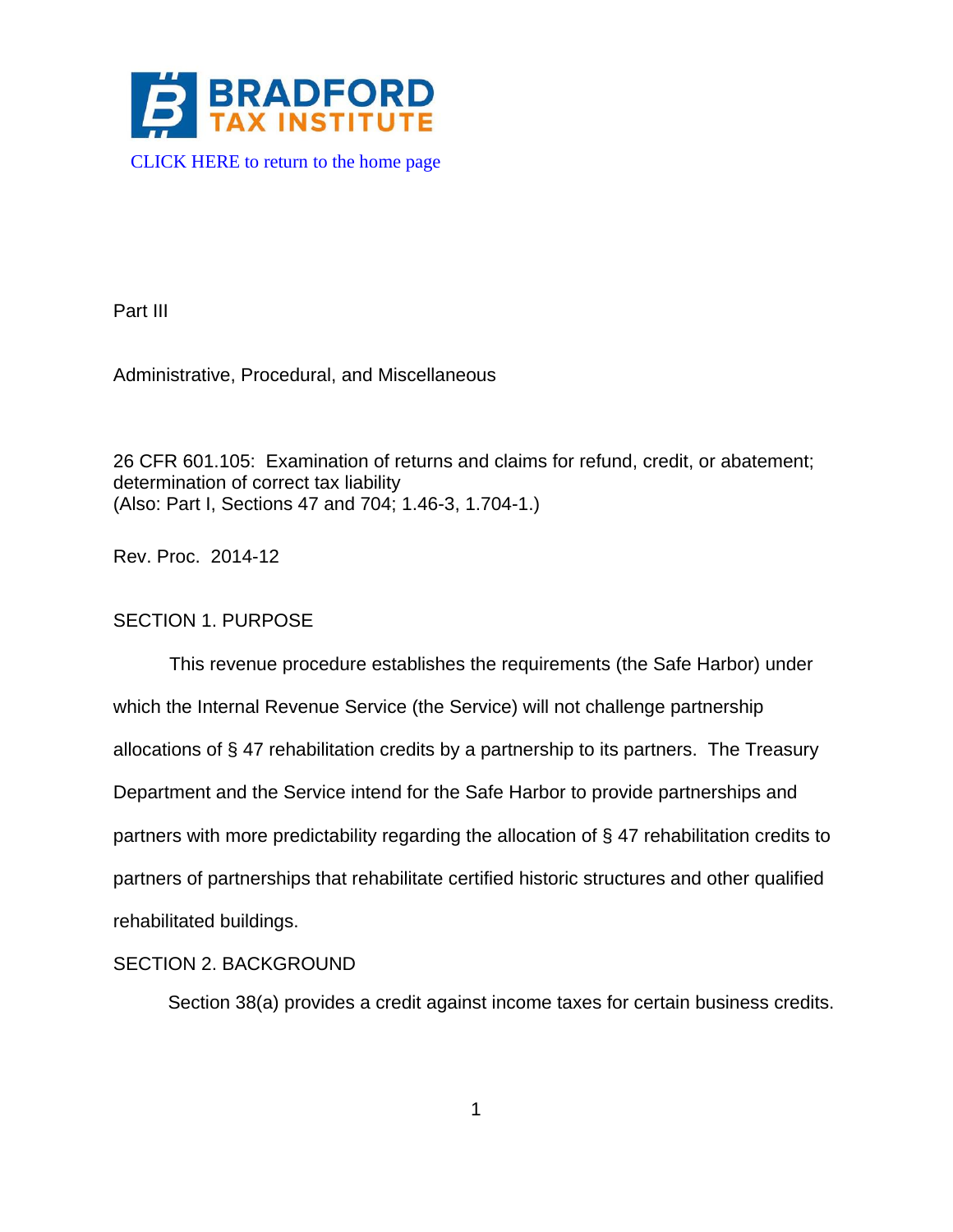BRADFORD TAX INSTITUTE

CLICK HERE to return to the home page

Part III

Administrative, Procedural, and Miscellaneous

26 CFR 601.105: Examination of returns and claims for refund, credit, or abatement; determination of correct tax liability
(Also: Part I, Sections 47 and 704; 1.46-3, 1.704-1.)

Rev. Proc. 2014-12

## SECTION 1. PURPOSE

This revenue procedure establishes the requirements (the Safe Harbor) under which the Internal Revenue Service (the Service) will not challenge partnership allocations of § 47 rehabilitation credits by a partnership to its partners. The Treasury Department and the Service intend for the Safe Harbor to provide partnerships and partners with more predictability regarding the allocation of § 47 rehabilitation credits to partners of partnerships that rehabilitate certified historic structures and other qualified rehabilitated buildings.

## SECTION 2. BACKGROUND

Section 38(a) provides a credit against income taxes for certain business credits.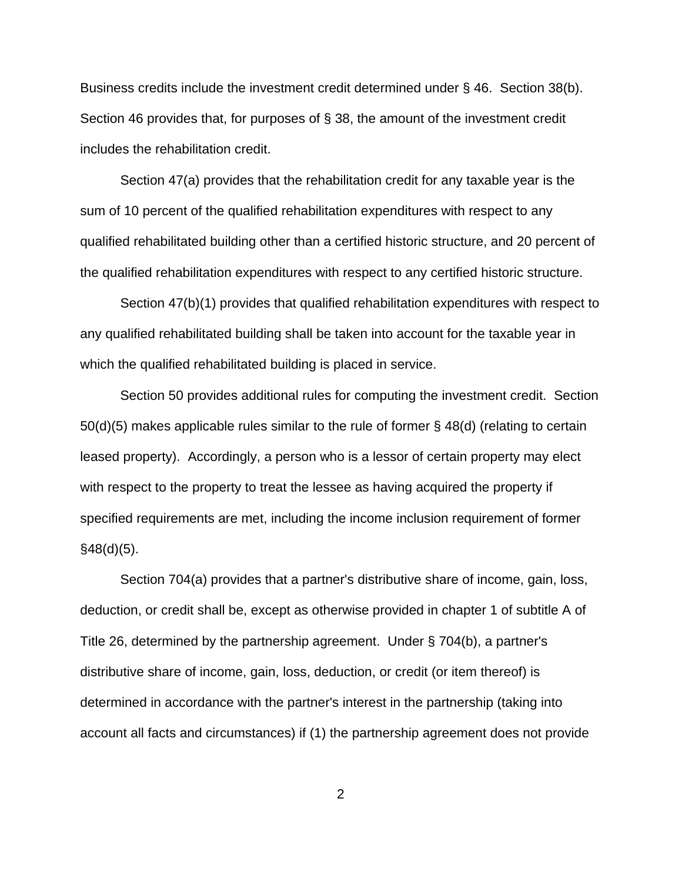Business credits include the investment credit determined under § 46. Section 38(b). Section 46 provides that, for purposes of § 38, the amount of the investment credit includes the rehabilitation credit.

Section 47(a) provides that the rehabilitation credit for any taxable year is the sum of 10 percent of the qualified rehabilitation expenditures with respect to any qualified rehabilitated building other than a certified historic structure, and 20 percent of the qualified rehabilitation expenditures with respect to any certified historic structure.

Section 47(b)(1) provides that qualified rehabilitation expenditures with respect to any qualified rehabilitated building shall be taken into account for the taxable year in which the qualified rehabilitated building is placed in service.

Section 50 provides additional rules for computing the investment credit. Section 50(d)(5) makes applicable rules similar to the rule of former § 48(d) (relating to certain leased property). Accordingly, a person who is a lessor of certain property may elect with respect to the property to treat the lessee as having acquired the property if specified requirements are met, including the income inclusion requirement of former §48(d)(5).

Section 704(a) provides that a partner's distributive share of income, gain, loss, deduction, or credit shall be, except as otherwise provided in chapter 1 of subtitle A of Title 26, determined by the partnership agreement. Under § 704(b), a partner's distributive share of income, gain, loss, deduction, or credit (or item thereof) is determined in accordance with the partner's interest in the partnership (taking into account all facts and circumstances) if (1) the partnership agreement does not provide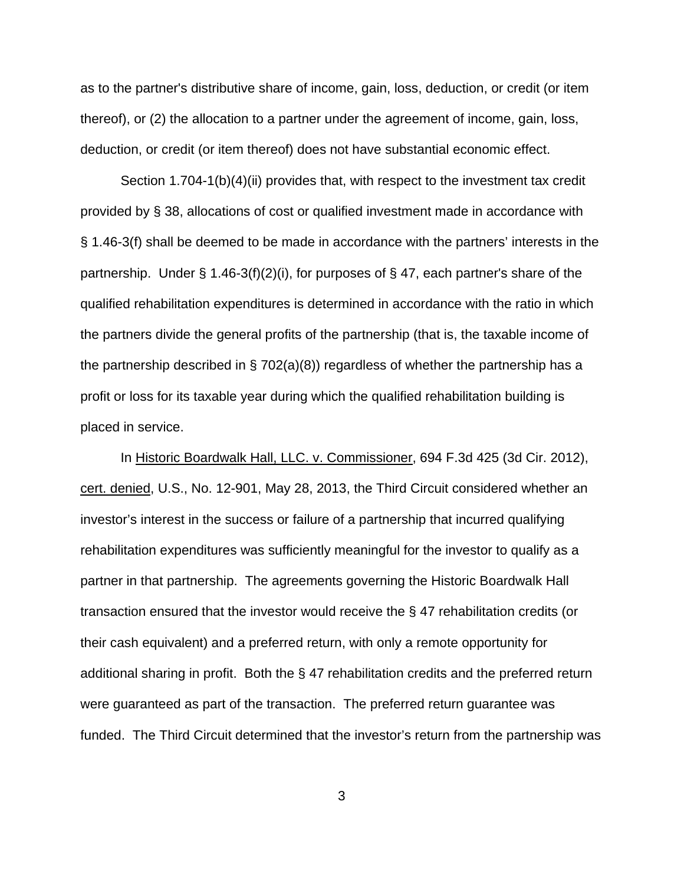as to the partner's distributive share of income, gain, loss, deduction, or credit (or item thereof), or (2) the allocation to a partner under the agreement of income, gain, loss, deduction, or credit (or item thereof) does not have substantial economic effect.

Section 1.704-1(b)(4)(ii) provides that, with respect to the investment tax credit provided by § 38, allocations of cost or qualified investment made in accordance with § 1.46-3(f) shall be deemed to be made in accordance with the partners' interests in the partnership. Under § 1.46-3(f)(2)(i), for purposes of § 47, each partner's share of the qualified rehabilitation expenditures is determined in accordance with the ratio in which the partners divide the general profits of the partnership (that is, the taxable income of the partnership described in § 702(a)(8)) regardless of whether the partnership has a profit or loss for its taxable year during which the qualified rehabilitation building is placed in service.

In Historic Boardwalk Hall, LLC. v. Commissioner, 694 F.3d 425 (3d Cir. 2012), cert. denied, U.S., No. 12-901, May 28, 2013, the Third Circuit considered whether an investor's interest in the success or failure of a partnership that incurred qualifying rehabilitation expenditures was sufficiently meaningful for the investor to qualify as a partner in that partnership. The agreements governing the Historic Boardwalk Hall transaction ensured that the investor would receive the § 47 rehabilitation credits (or their cash equivalent) and a preferred return, with only a remote opportunity for additional sharing in profit. Both the § 47 rehabilitation credits and the preferred return were guaranteed as part of the transaction. The preferred return guarantee was funded. The Third Circuit determined that the investor's return from the partnership was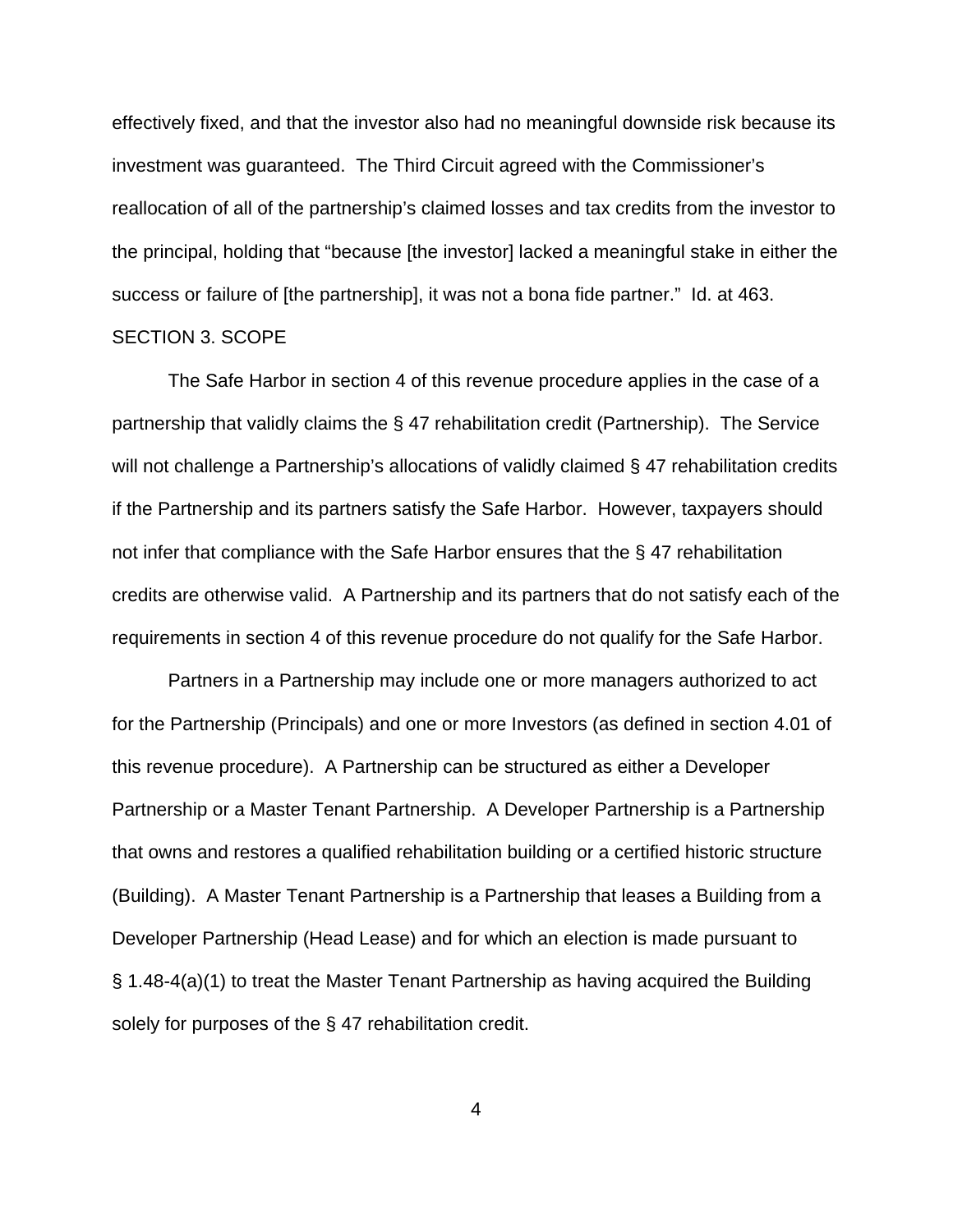effectively fixed, and that the investor also had no meaningful downside risk because its investment was guaranteed. The Third Circuit agreed with the Commissioner's reallocation of all of the partnership's claimed losses and tax credits from the investor to the principal, holding that "because [the investor] lacked a meaningful stake in either the success or failure of [the partnership], it was not a bona fide partner." Id. at 463.

## SECTION 3. SCOPE

The Safe Harbor in section 4 of this revenue procedure applies in the case of a partnership that validly claims the § 47 rehabilitation credit (Partnership). The Service will not challenge a Partnership's allocations of validly claimed § 47 rehabilitation credits if the Partnership and its partners satisfy the Safe Harbor. However, taxpayers should not infer that compliance with the Safe Harbor ensures that the § 47 rehabilitation credits are otherwise valid. A Partnership and its partners that do not satisfy each of the requirements in section 4 of this revenue procedure do not qualify for the Safe Harbor.

Partners in a Partnership may include one or more managers authorized to act for the Partnership (Principals) and one or more Investors (as defined in section 4.01 of this revenue procedure). A Partnership can be structured as either a Developer Partnership or a Master Tenant Partnership. A Developer Partnership is a Partnership that owns and restores a qualified rehabilitation building or a certified historic structure (Building). A Master Tenant Partnership is a Partnership that leases a Building from a Developer Partnership (Head Lease) and for which an election is made pursuant to § 1.48-4(a)(1) to treat the Master Tenant Partnership as having acquired the Building solely for purposes of the § 47 rehabilitation credit.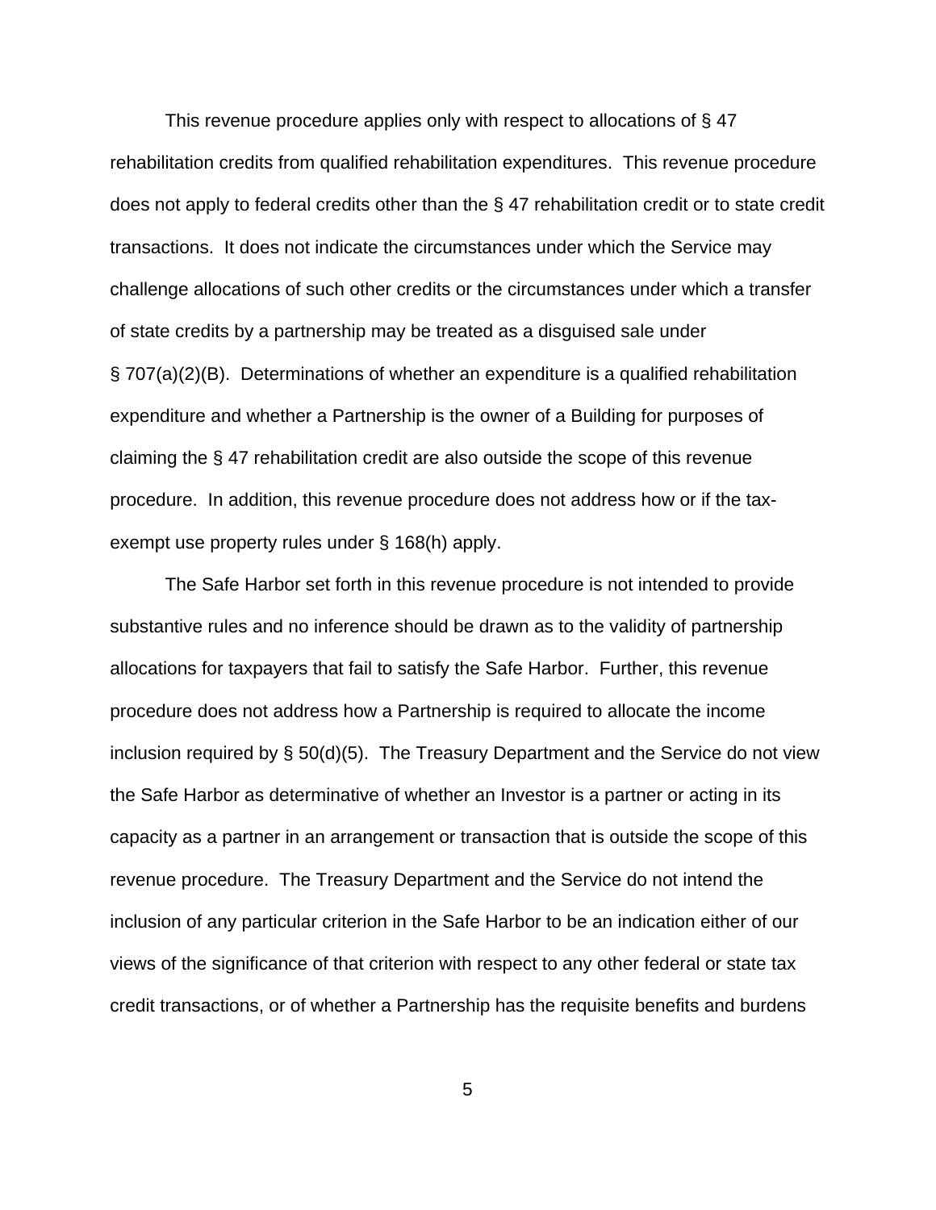This revenue procedure applies only with respect to allocations of § 47 rehabilitation credits from qualified rehabilitation expenditures. This revenue procedure does not apply to federal credits other than the § 47 rehabilitation credit or to state credit transactions. It does not indicate the circumstances under which the Service may challenge allocations of such other credits or the circumstances under which a transfer of state credits by a partnership may be treated as a disguised sale under § 707(a)(2)(B). Determinations of whether an expenditure is a qualified rehabilitation expenditure and whether a Partnership is the owner of a Building for purposes of claiming the § 47 rehabilitation credit are also outside the scope of this revenue procedure. In addition, this revenue procedure does not address how or if the tax-exempt use property rules under § 168(h) apply.

The Safe Harbor set forth in this revenue procedure is not intended to provide substantive rules and no inference should be drawn as to the validity of partnership allocations for taxpayers that fail to satisfy the Safe Harbor. Further, this revenue procedure does not address how a Partnership is required to allocate the income inclusion required by § 50(d)(5). The Treasury Department and the Service do not view the Safe Harbor as determinative of whether an Investor is a partner or acting in its capacity as a partner in an arrangement or transaction that is outside the scope of this revenue procedure. The Treasury Department and the Service do not intend the inclusion of any particular criterion in the Safe Harbor to be an indication either of our views of the significance of that criterion with respect to any other federal or state tax credit transactions, or of whether a Partnership has the requisite benefits and burdens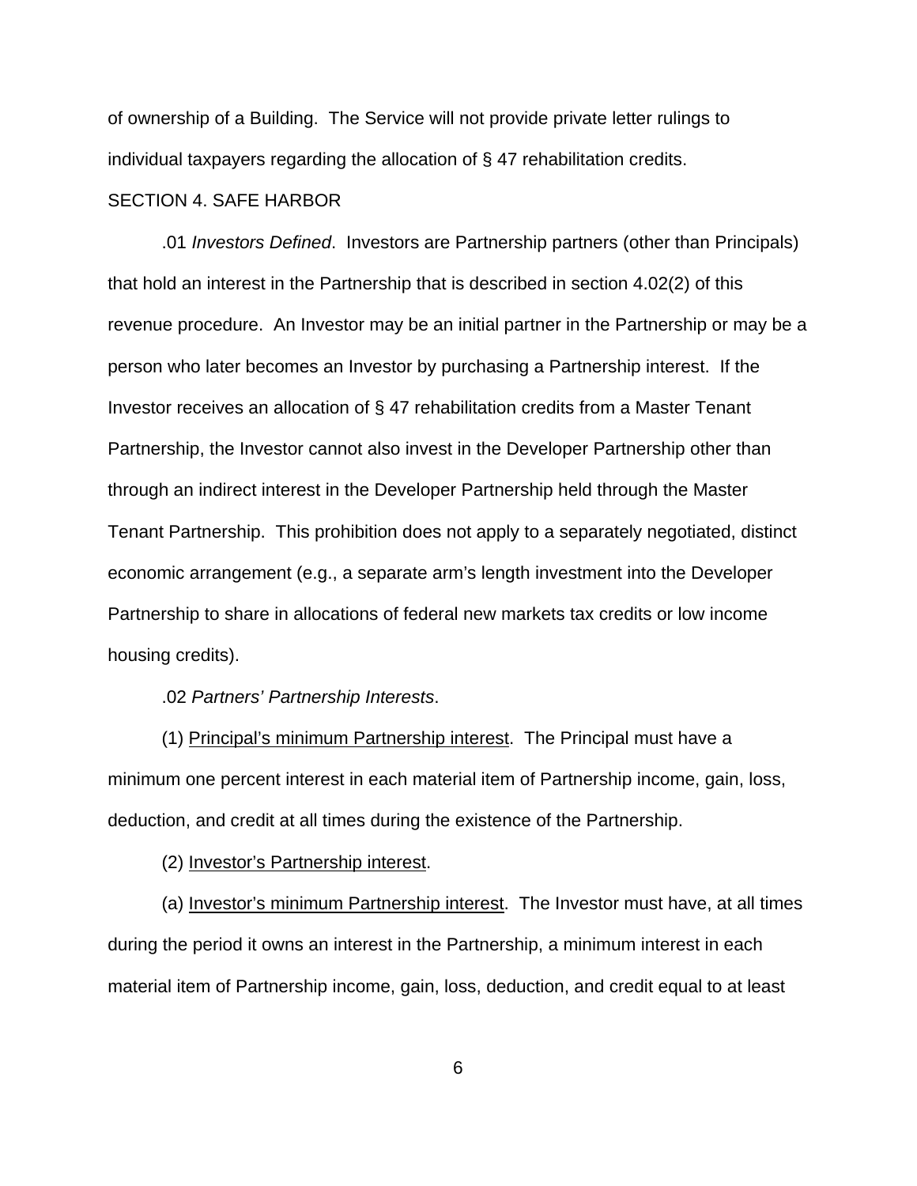of ownership of a Building. The Service will not provide private letter rulings to individual taxpayers regarding the allocation of § 47 rehabilitation credits.

SECTION 4. SAFE HARBOR

.01 *Investors Defined*. Investors are Partnership partners (other than Principals) that hold an interest in the Partnership that is described in section 4.02(2) of this revenue procedure. An Investor may be an initial partner in the Partnership or may be a person who later becomes an Investor by purchasing a Partnership interest. If the Investor receives an allocation of § 47 rehabilitation credits from a Master Tenant Partnership, the Investor cannot also invest in the Developer Partnership other than through an indirect interest in the Developer Partnership held through the Master Tenant Partnership. This prohibition does not apply to a separately negotiated, distinct economic arrangement (e.g., a separate arm's length investment into the Developer Partnership to share in allocations of federal new markets tax credits or low income housing credits).

.02 *Partners' Partnership Interests*.

(1) Principal's minimum Partnership interest. The Principal must have a minimum one percent interest in each material item of Partnership income, gain, loss, deduction, and credit at all times during the existence of the Partnership.

(2) Investor's Partnership interest.

(a) Investor's minimum Partnership interest. The Investor must have, at all times during the period it owns an interest in the Partnership, a minimum interest in each material item of Partnership income, gain, loss, deduction, and credit equal to at least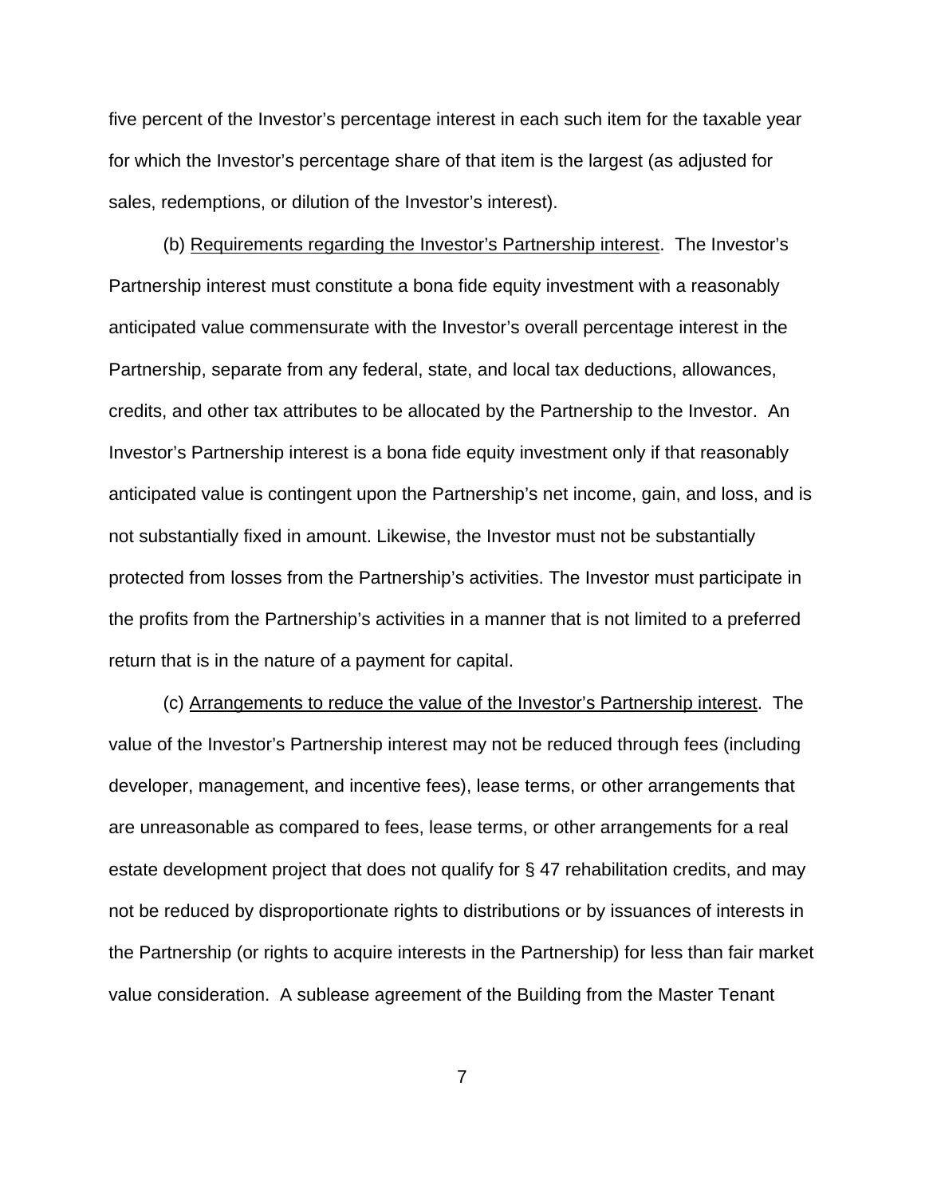five percent of the Investor's percentage interest in each such item for the taxable year for which the Investor's percentage share of that item is the largest (as adjusted for sales, redemptions, or dilution of the Investor's interest).

(b) <u>Requirements regarding the Investor's Partnership interest</u>. The Investor's Partnership interest must constitute a bona fide equity investment with a reasonably anticipated value commensurate with the Investor's overall percentage interest in the Partnership, separate from any federal, state, and local tax deductions, allowances, credits, and other tax attributes to be allocated by the Partnership to the Investor. An Investor's Partnership interest is a bona fide equity investment only if that reasonably anticipated value is contingent upon the Partnership's net income, gain, and loss, and is not substantially fixed in amount. Likewise, the Investor must not be substantially protected from losses from the Partnership's activities. The Investor must participate in the profits from the Partnership's activities in a manner that is not limited to a preferred return that is in the nature of a payment for capital.

(c) <u>Arrangements to reduce the value of the Investor's Partnership interest</u>. The value of the Investor's Partnership interest may not be reduced through fees (including developer, management, and incentive fees), lease terms, or other arrangements that are unreasonable as compared to fees, lease terms, or other arrangements for a real estate development project that does not qualify for § 47 rehabilitation credits, and may not be reduced by disproportionate rights to distributions or by issuances of interests in the Partnership (or rights to acquire interests in the Partnership) for less than fair market value consideration. A sublease agreement of the Building from the Master Tenant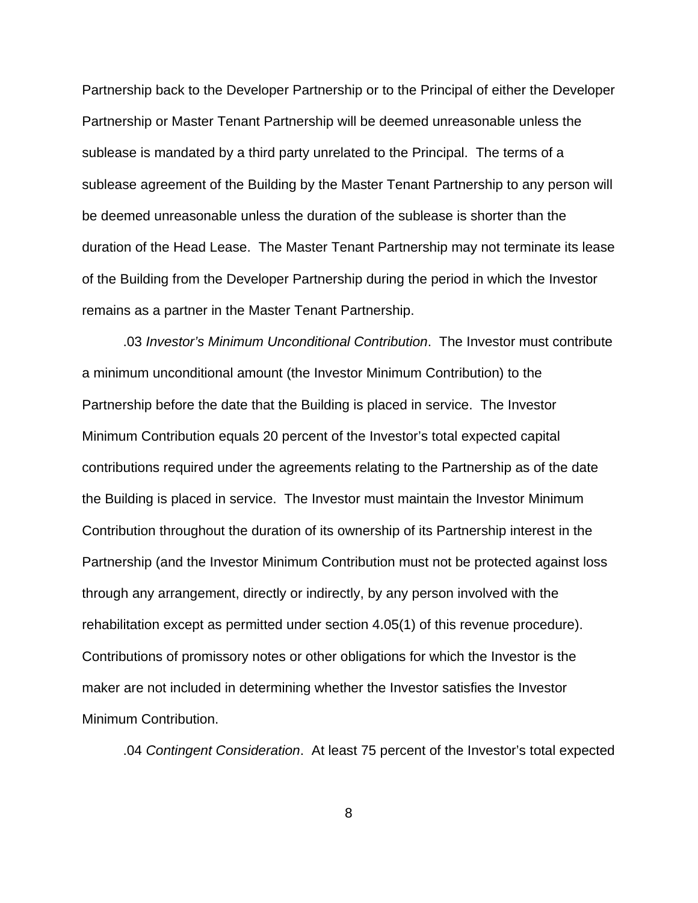Partnership back to the Developer Partnership or to the Principal of either the Developer Partnership or Master Tenant Partnership will be deemed unreasonable unless the sublease is mandated by a third party unrelated to the Principal. The terms of a sublease agreement of the Building by the Master Tenant Partnership to any person will be deemed unreasonable unless the duration of the sublease is shorter than the duration of the Head Lease. The Master Tenant Partnership may not terminate its lease of the Building from the Developer Partnership during the period in which the Investor remains as a partner in the Master Tenant Partnership.

.03 *Investor's Minimum Unconditional Contribution*. The Investor must contribute a minimum unconditional amount (the Investor Minimum Contribution) to the Partnership before the date that the Building is placed in service. The Investor Minimum Contribution equals 20 percent of the Investor's total expected capital contributions required under the agreements relating to the Partnership as of the date the Building is placed in service. The Investor must maintain the Investor Minimum Contribution throughout the duration of its ownership of its Partnership interest in the Partnership (and the Investor Minimum Contribution must not be protected against loss through any arrangement, directly or indirectly, by any person involved with the rehabilitation except as permitted under section 4.05(1) of this revenue procedure). Contributions of promissory notes or other obligations for which the Investor is the maker are not included in determining whether the Investor satisfies the Investor Minimum Contribution.

.04 *Contingent Consideration*. At least 75 percent of the Investor's total expected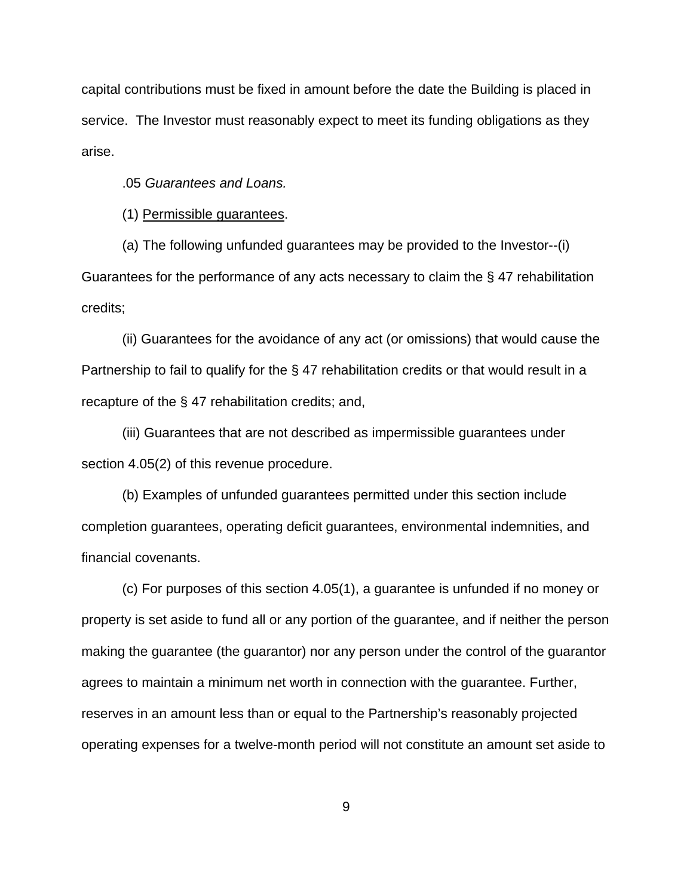capital contributions must be fixed in amount before the date the Building is placed in service. The Investor must reasonably expect to meet its funding obligations as they arise.

.05 *Guarantees and Loans.*

(1) Permissible guarantees.

(a) The following unfunded guarantees may be provided to the Investor--(i) Guarantees for the performance of any acts necessary to claim the § 47 rehabilitation credits;

(ii) Guarantees for the avoidance of any act (or omissions) that would cause the Partnership to fail to qualify for the § 47 rehabilitation credits or that would result in a recapture of the § 47 rehabilitation credits; and,

(iii) Guarantees that are not described as impermissible guarantees under section 4.05(2) of this revenue procedure.

(b) Examples of unfunded guarantees permitted under this section include completion guarantees, operating deficit guarantees, environmental indemnities, and financial covenants.

(c) For purposes of this section 4.05(1), a guarantee is unfunded if no money or property is set aside to fund all or any portion of the guarantee, and if neither the person making the guarantee (the guarantor) nor any person under the control of the guarantor agrees to maintain a minimum net worth in connection with the guarantee. Further, reserves in an amount less than or equal to the Partnership's reasonably projected operating expenses for a twelve-month period will not constitute an amount set aside to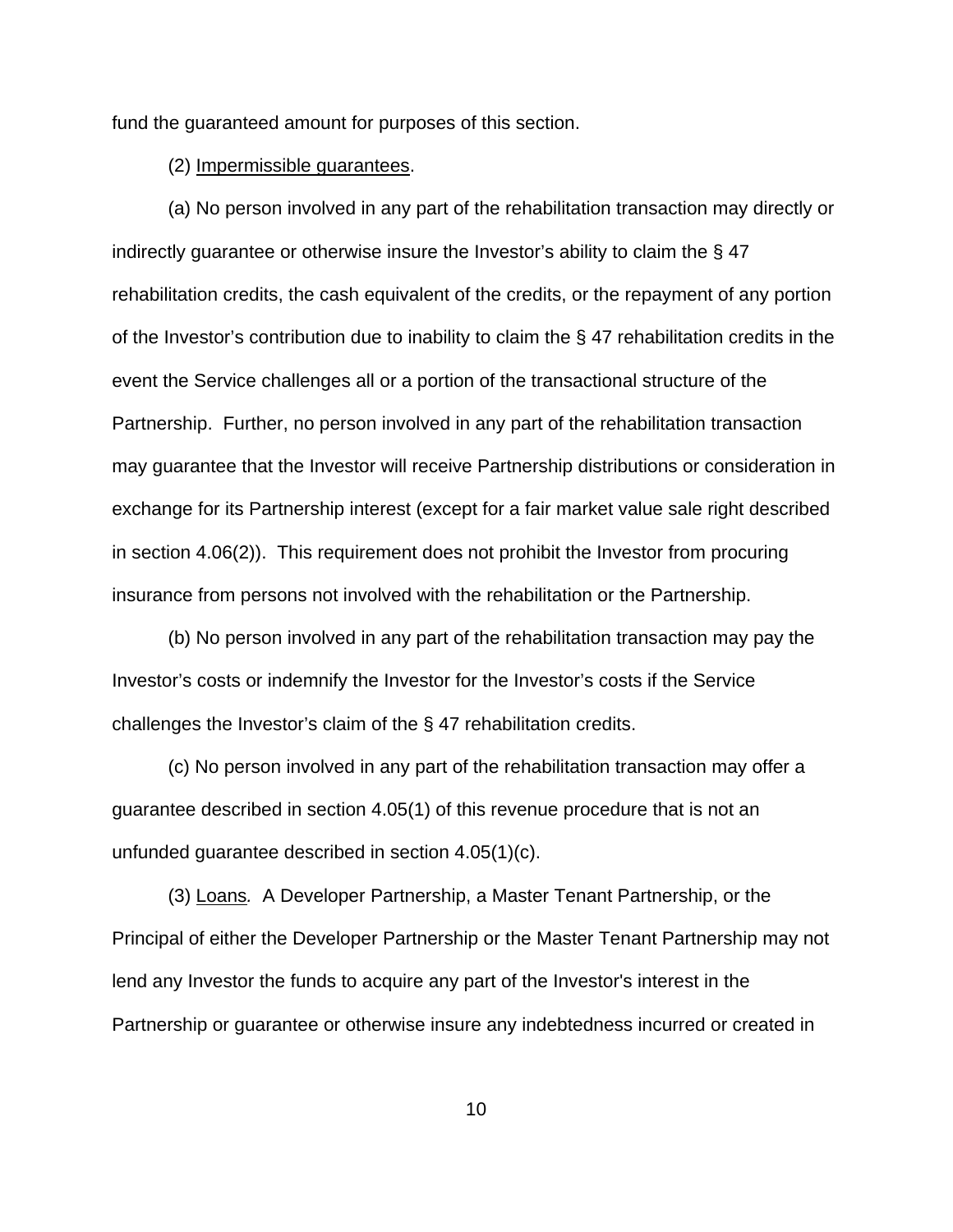fund the guaranteed amount for purposes of this section.

(2) Impermissible guarantees.

(a) No person involved in any part of the rehabilitation transaction may directly or indirectly guarantee or otherwise insure the Investor's ability to claim the § 47 rehabilitation credits, the cash equivalent of the credits, or the repayment of any portion of the Investor's contribution due to inability to claim the § 47 rehabilitation credits in the event the Service challenges all or a portion of the transactional structure of the Partnership. Further, no person involved in any part of the rehabilitation transaction may guarantee that the Investor will receive Partnership distributions or consideration in exchange for its Partnership interest (except for a fair market value sale right described in section 4.06(2)). This requirement does not prohibit the Investor from procuring insurance from persons not involved with the rehabilitation or the Partnership.

(b) No person involved in any part of the rehabilitation transaction may pay the Investor's costs or indemnify the Investor for the Investor's costs if the Service challenges the Investor's claim of the § 47 rehabilitation credits.

(c) No person involved in any part of the rehabilitation transaction may offer a guarantee described in section 4.05(1) of this revenue procedure that is not an unfunded guarantee described in section 4.05(1)(c).

(3) *Loans.* A Developer Partnership, a Master Tenant Partnership, or the Principal of either the Developer Partnership or the Master Tenant Partnership may not lend any Investor the funds to acquire any part of the Investor's interest in the Partnership or guarantee or otherwise insure any indebtedness incurred or created in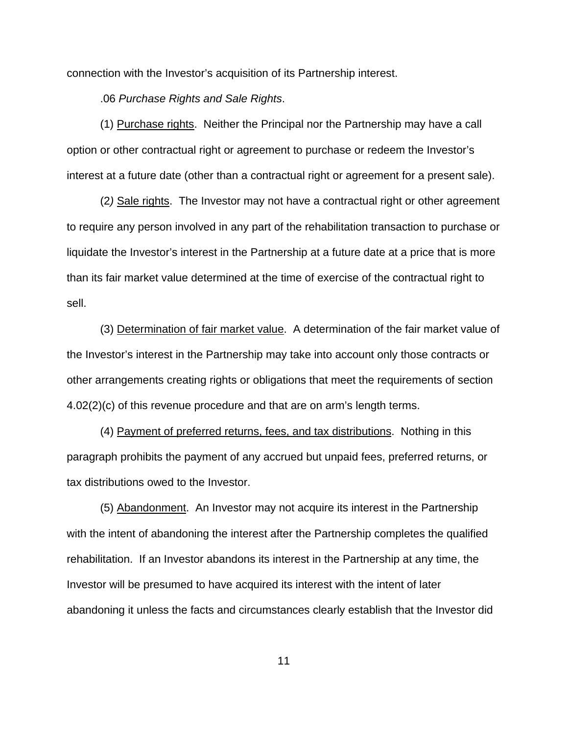connection with the Investor's acquisition of its Partnership interest.

.06 *Purchase Rights and Sale Rights*.

(1) Purchase rights. Neither the Principal nor the Partnership may have a call option or other contractual right or agreement to purchase or redeem the Investor's interest at a future date (other than a contractual right or agreement for a present sale).

(2) Sale rights. The Investor may not have a contractual right or other agreement to require any person involved in any part of the rehabilitation transaction to purchase or liquidate the Investor's interest in the Partnership at a future date at a price that is more than its fair market value determined at the time of exercise of the contractual right to sell.

(3) Determination of fair market value. A determination of the fair market value of the Investor's interest in the Partnership may take into account only those contracts or other arrangements creating rights or obligations that meet the requirements of section 4.02(2)(c) of this revenue procedure and that are on arm's length terms.

(4) Payment of preferred returns, fees, and tax distributions. Nothing in this paragraph prohibits the payment of any accrued but unpaid fees, preferred returns, or tax distributions owed to the Investor.

(5) Abandonment. An Investor may not acquire its interest in the Partnership with the intent of abandoning the interest after the Partnership completes the qualified rehabilitation. If an Investor abandons its interest in the Partnership at any time, the Investor will be presumed to have acquired its interest with the intent of later abandoning it unless the facts and circumstances clearly establish that the Investor did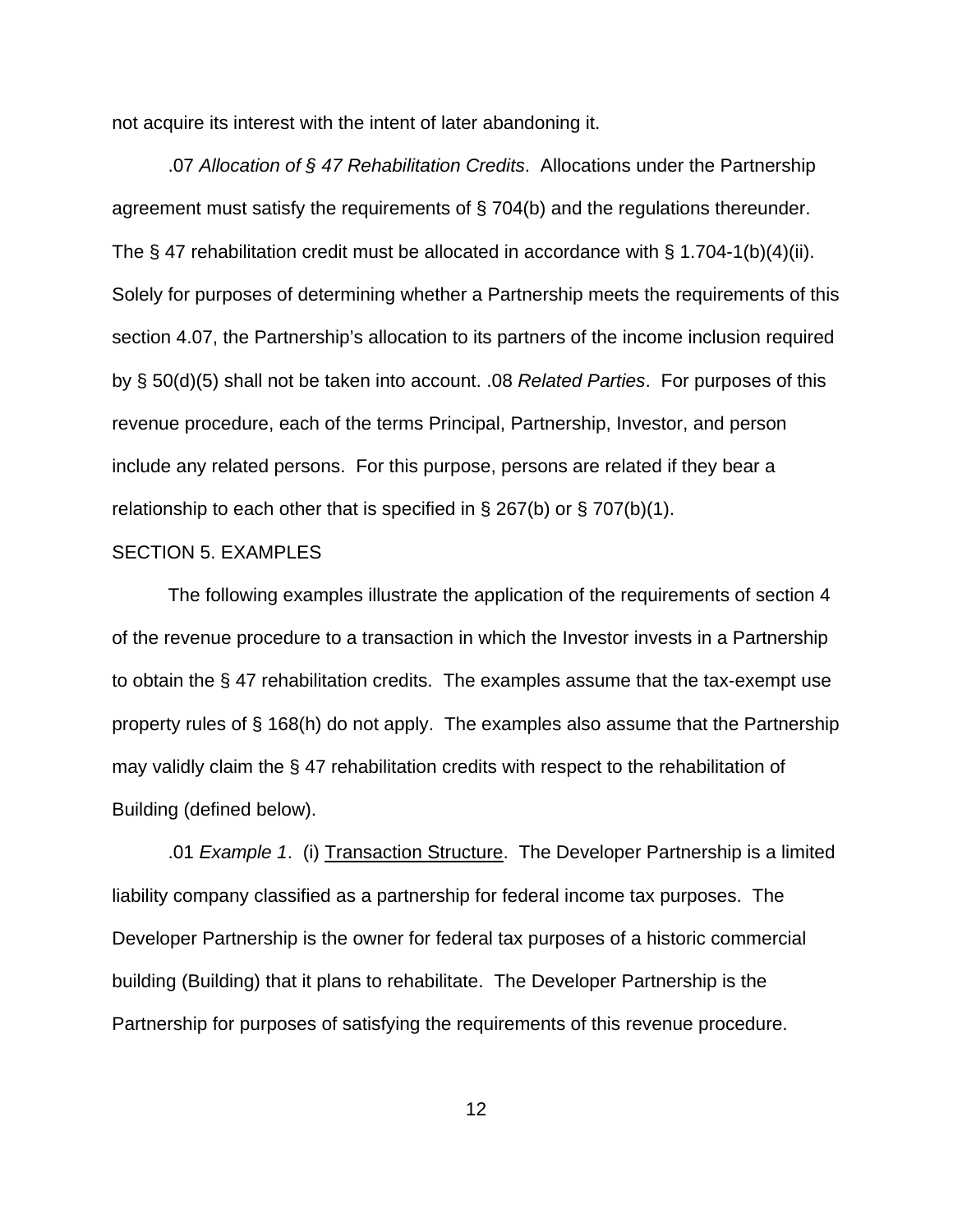not acquire its interest with the intent of later abandoning it.

.07 *Allocation of § 47 Rehabilitation Credits*. Allocations under the Partnership agreement must satisfy the requirements of § 704(b) and the regulations thereunder. The § 47 rehabilitation credit must be allocated in accordance with § 1.704-1(b)(4)(ii). Solely for purposes of determining whether a Partnership meets the requirements of this section 4.07, the Partnership's allocation to its partners of the income inclusion required by § 50(d)(5) shall not be taken into account. .08 *Related Parties*. For purposes of this revenue procedure, each of the terms Principal, Partnership, Investor, and person include any related persons. For this purpose, persons are related if they bear a relationship to each other that is specified in § 267(b) or § 707(b)(1).

SECTION 5. EXAMPLES

The following examples illustrate the application of the requirements of section 4 of the revenue procedure to a transaction in which the Investor invests in a Partnership to obtain the § 47 rehabilitation credits. The examples assume that the tax-exempt use property rules of § 168(h) do not apply. The examples also assume that the Partnership may validly claim the § 47 rehabilitation credits with respect to the rehabilitation of Building (defined below).

.01 *Example 1*. (i) Transaction Structure. The Developer Partnership is a limited liability company classified as a partnership for federal income tax purposes. The Developer Partnership is the owner for federal tax purposes of a historic commercial building (Building) that it plans to rehabilitate. The Developer Partnership is the Partnership for purposes of satisfying the requirements of this revenue procedure.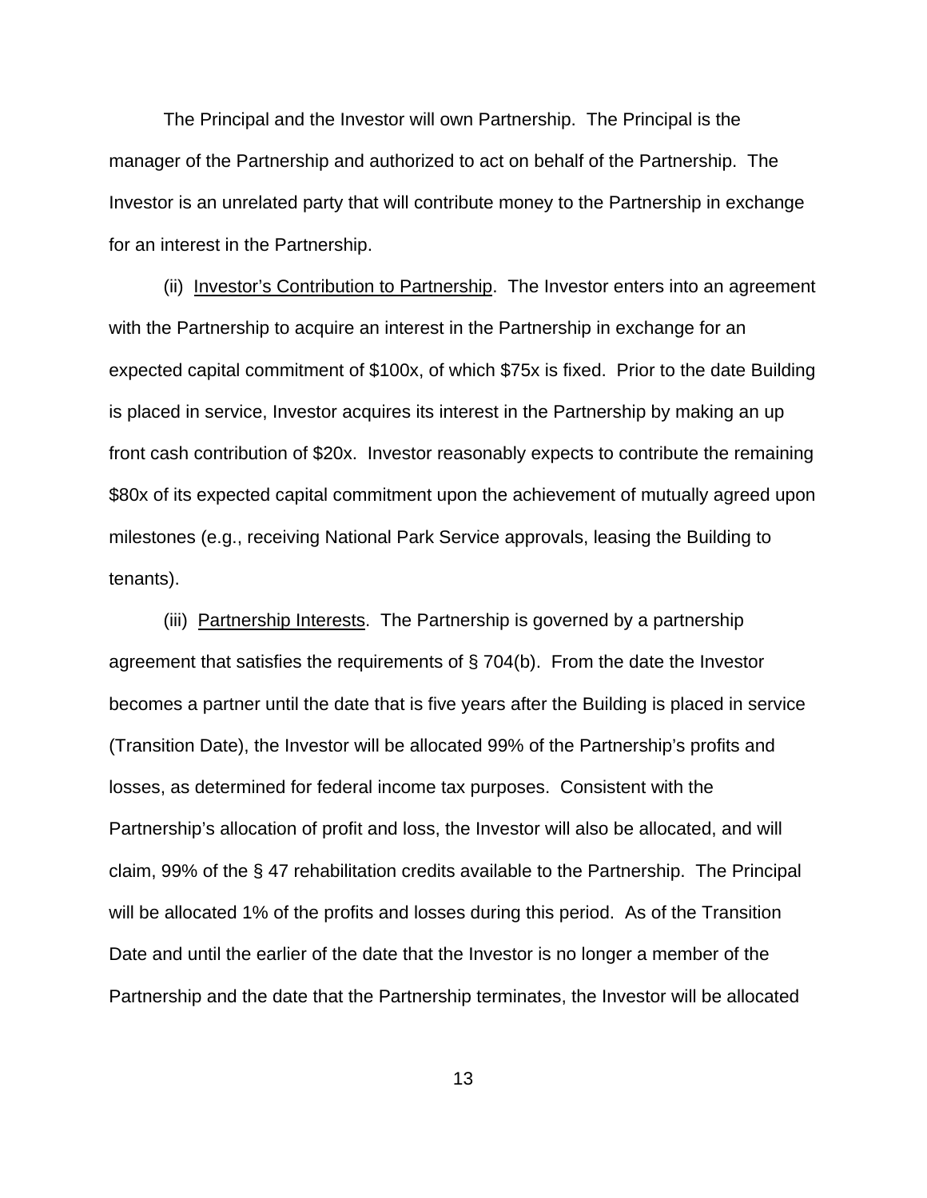The Principal and the Investor will own Partnership. The Principal is the manager of the Partnership and authorized to act on behalf of the Partnership. The Investor is an unrelated party that will contribute money to the Partnership in exchange for an interest in the Partnership.

(ii) Investor's Contribution to Partnership. The Investor enters into an agreement with the Partnership to acquire an interest in the Partnership in exchange for an expected capital commitment of \$100x, of which \$75x is fixed. Prior to the date Building is placed in service, Investor acquires its interest in the Partnership by making an up front cash contribution of \$20x. Investor reasonably expects to contribute the remaining \$80x of its expected capital commitment upon the achievement of mutually agreed upon milestones (e.g., receiving National Park Service approvals, leasing the Building to tenants).

(iii) Partnership Interests. The Partnership is governed by a partnership agreement that satisfies the requirements of § 704(b). From the date the Investor becomes a partner until the date that is five years after the Building is placed in service (Transition Date), the Investor will be allocated 99% of the Partnership's profits and losses, as determined for federal income tax purposes. Consistent with the Partnership's allocation of profit and loss, the Investor will also be allocated, and will claim, 99% of the § 47 rehabilitation credits available to the Partnership. The Principal will be allocated 1% of the profits and losses during this period. As of the Transition Date and until the earlier of the date that the Investor is no longer a member of the Partnership and the date that the Partnership terminates, the Investor will be allocated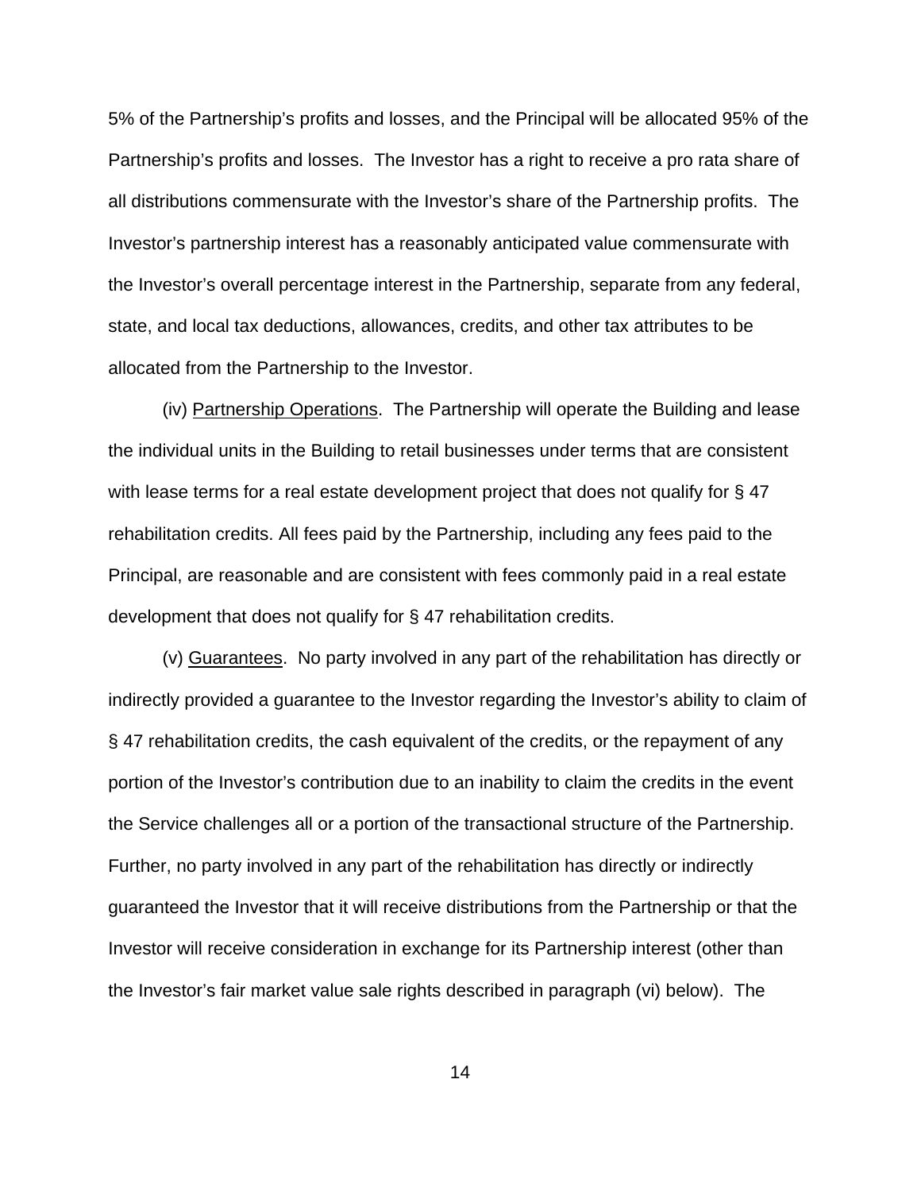5% of the Partnership's profits and losses, and the Principal will be allocated 95% of the Partnership's profits and losses. The Investor has a right to receive a pro rata share of all distributions commensurate with the Investor's share of the Partnership profits. The Investor's partnership interest has a reasonably anticipated value commensurate with the Investor's overall percentage interest in the Partnership, separate from any federal, state, and local tax deductions, allowances, credits, and other tax attributes to be allocated from the Partnership to the Investor.

(iv) Partnership Operations. The Partnership will operate the Building and lease the individual units in the Building to retail businesses under terms that are consistent with lease terms for a real estate development project that does not qualify for § 47 rehabilitation credits. All fees paid by the Partnership, including any fees paid to the Principal, are reasonable and are consistent with fees commonly paid in a real estate development that does not qualify for § 47 rehabilitation credits.

(v) Guarantees. No party involved in any part of the rehabilitation has directly or indirectly provided a guarantee to the Investor regarding the Investor's ability to claim of § 47 rehabilitation credits, the cash equivalent of the credits, or the repayment of any portion of the Investor's contribution due to an inability to claim the credits in the event the Service challenges all or a portion of the transactional structure of the Partnership. Further, no party involved in any part of the rehabilitation has directly or indirectly guaranteed the Investor that it will receive distributions from the Partnership or that the Investor will receive consideration in exchange for its Partnership interest (other than the Investor's fair market value sale rights described in paragraph (vi) below). The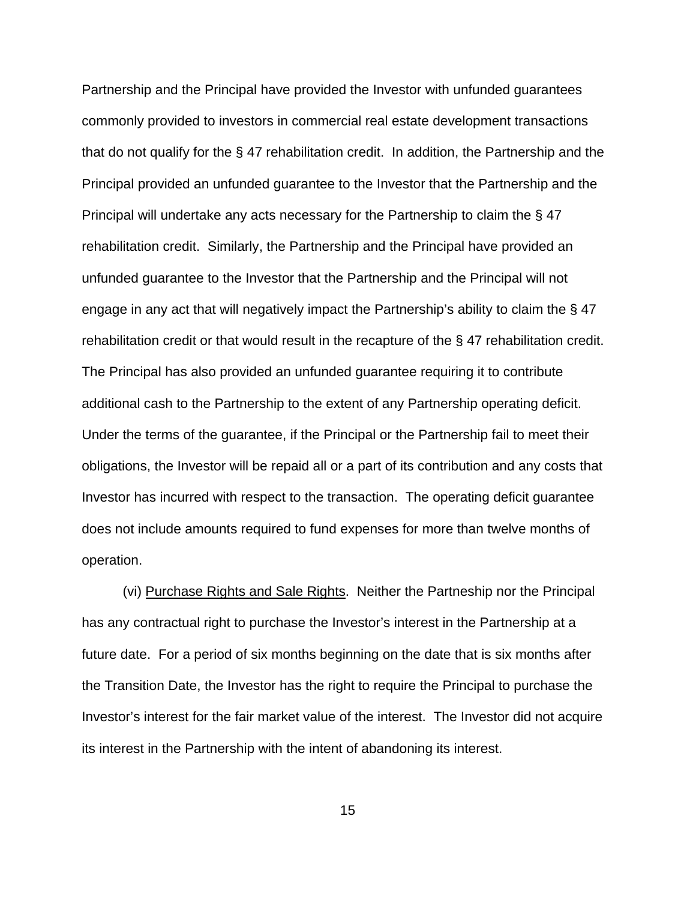Partnership and the Principal have provided the Investor with unfunded guarantees commonly provided to investors in commercial real estate development transactions that do not qualify for the § 47 rehabilitation credit. In addition, the Partnership and the Principal provided an unfunded guarantee to the Investor that the Partnership and the Principal will undertake any acts necessary for the Partnership to claim the § 47 rehabilitation credit. Similarly, the Partnership and the Principal have provided an unfunded guarantee to the Investor that the Partnership and the Principal will not engage in any act that will negatively impact the Partnership's ability to claim the § 47 rehabilitation credit or that would result in the recapture of the § 47 rehabilitation credit. The Principal has also provided an unfunded guarantee requiring it to contribute additional cash to the Partnership to the extent of any Partnership operating deficit. Under the terms of the guarantee, if the Principal or the Partnership fail to meet their obligations, the Investor will be repaid all or a part of its contribution and any costs that Investor has incurred with respect to the transaction. The operating deficit guarantee does not include amounts required to fund expenses for more than twelve months of operation.

(vi) Purchase Rights and Sale Rights. Neither the Partneship nor the Principal has any contractual right to purchase the Investor's interest in the Partnership at a future date. For a period of six months beginning on the date that is six months after the Transition Date, the Investor has the right to require the Principal to purchase the Investor's interest for the fair market value of the interest. The Investor did not acquire its interest in the Partnership with the intent of abandoning its interest.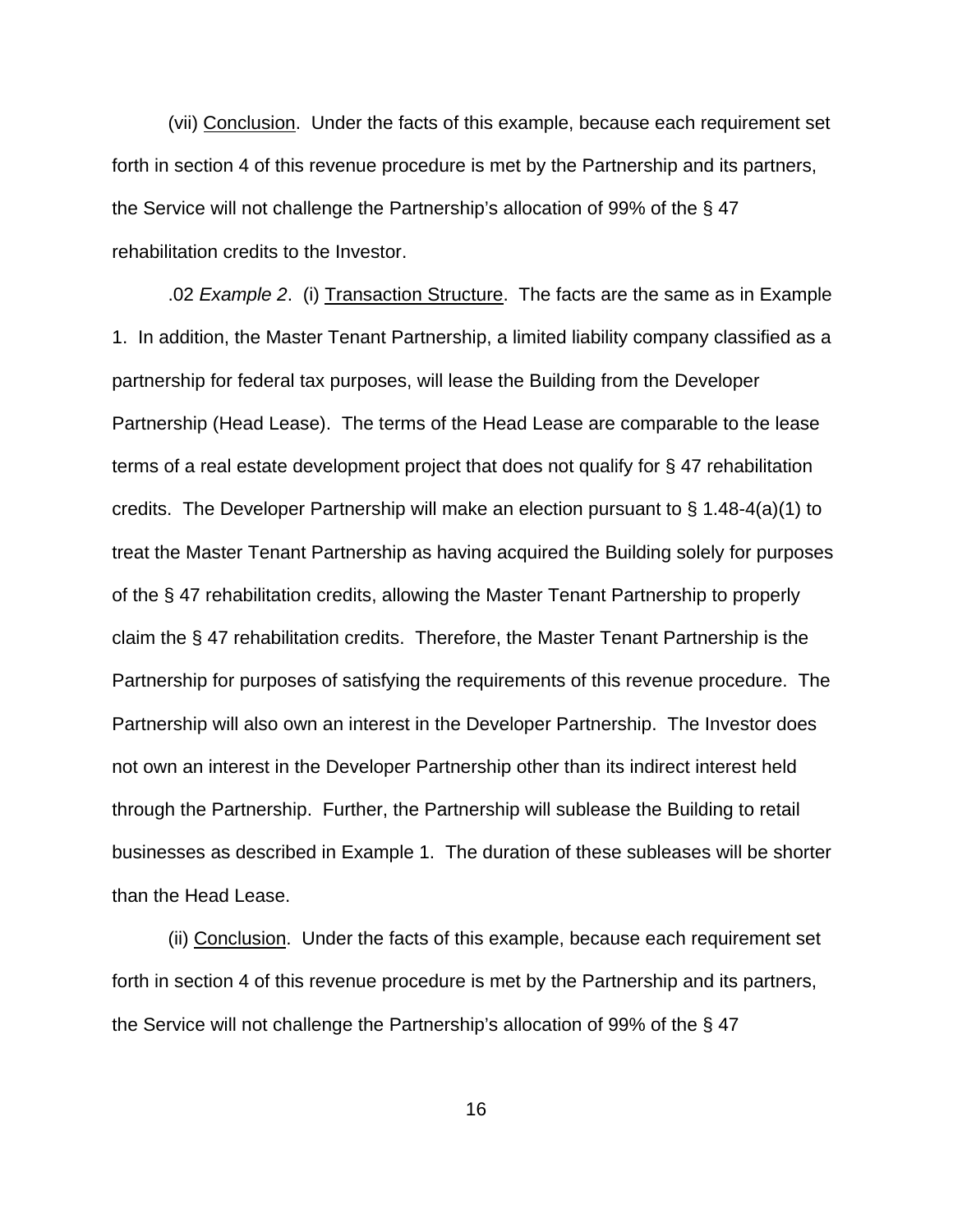(vii) Conclusion. Under the facts of this example, because each requirement set forth in section 4 of this revenue procedure is met by the Partnership and its partners, the Service will not challenge the Partnership's allocation of 99% of the § 47 rehabilitation credits to the Investor.

.02 *Example 2*. (i) Transaction Structure. The facts are the same as in Example 1. In addition, the Master Tenant Partnership, a limited liability company classified as a partnership for federal tax purposes, will lease the Building from the Developer Partnership (Head Lease). The terms of the Head Lease are comparable to the lease terms of a real estate development project that does not qualify for § 47 rehabilitation credits. The Developer Partnership will make an election pursuant to § 1.48-4(a)(1) to treat the Master Tenant Partnership as having acquired the Building solely for purposes of the § 47 rehabilitation credits, allowing the Master Tenant Partnership to properly claim the § 47 rehabilitation credits. Therefore, the Master Tenant Partnership is the Partnership for purposes of satisfying the requirements of this revenue procedure. The Partnership will also own an interest in the Developer Partnership. The Investor does not own an interest in the Developer Partnership other than its indirect interest held through the Partnership. Further, the Partnership will sublease the Building to retail businesses as described in Example 1. The duration of these subleases will be shorter than the Head Lease.

(ii) Conclusion. Under the facts of this example, because each requirement set forth in section 4 of this revenue procedure is met by the Partnership and its partners, the Service will not challenge the Partnership's allocation of 99% of the § 47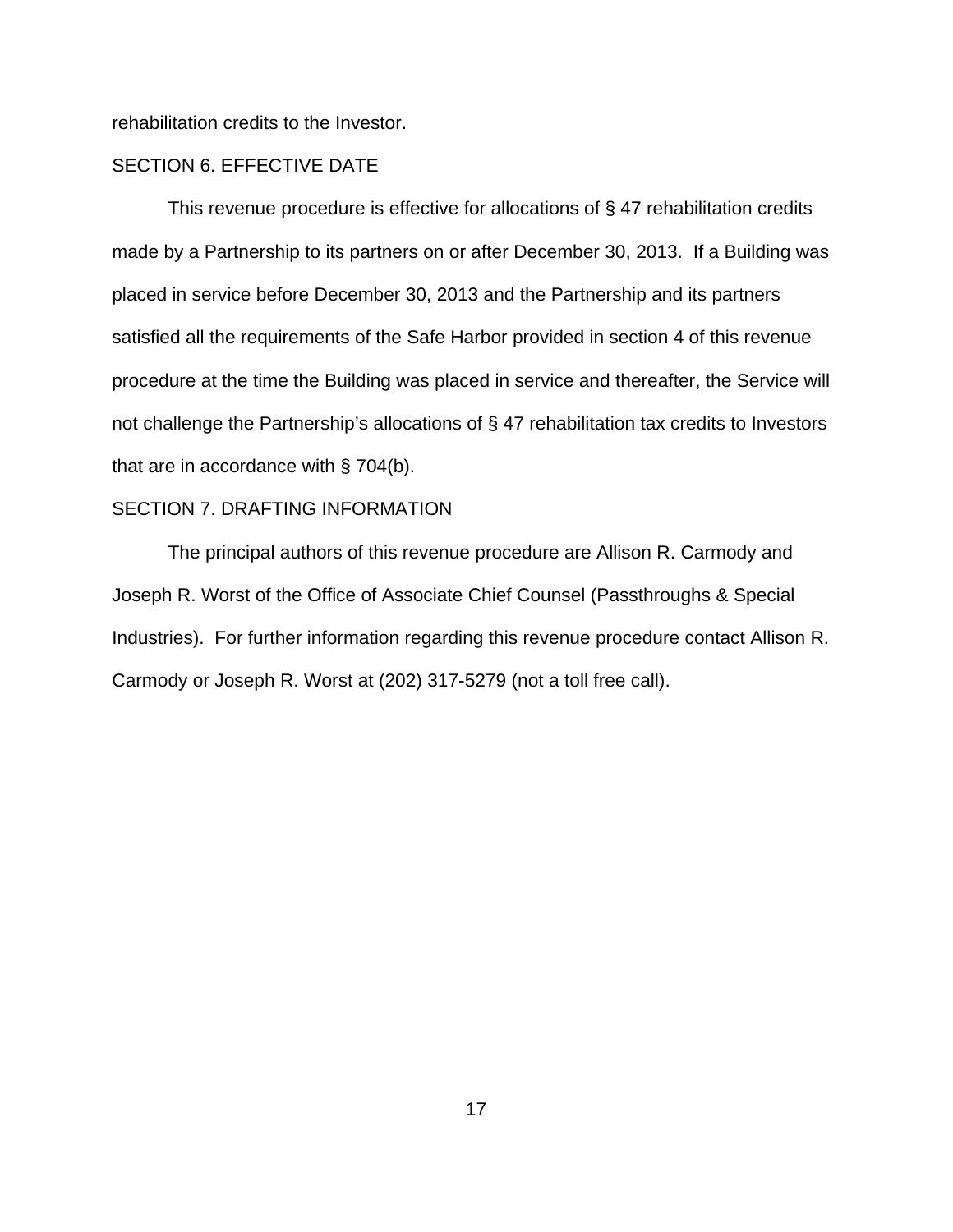rehabilitation credits to the Investor.

## SECTION 6. EFFECTIVE DATE

This revenue procedure is effective for allocations of § 47 rehabilitation credits made by a Partnership to its partners on or after December 30, 2013. If a Building was placed in service before December 30, 2013 and the Partnership and its partners satisfied all the requirements of the Safe Harbor provided in section 4 of this revenue procedure at the time the Building was placed in service and thereafter, the Service will not challenge the Partnership's allocations of § 47 rehabilitation tax credits to Investors that are in accordance with § 704(b).

## SECTION 7. DRAFTING INFORMATION

The principal authors of this revenue procedure are Allison R. Carmody and Joseph R. Worst of the Office of Associate Chief Counsel (Passthroughs & Special Industries). For further information regarding this revenue procedure contact Allison R. Carmody or Joseph R. Worst at (202) 317-5279 (not a toll free call).